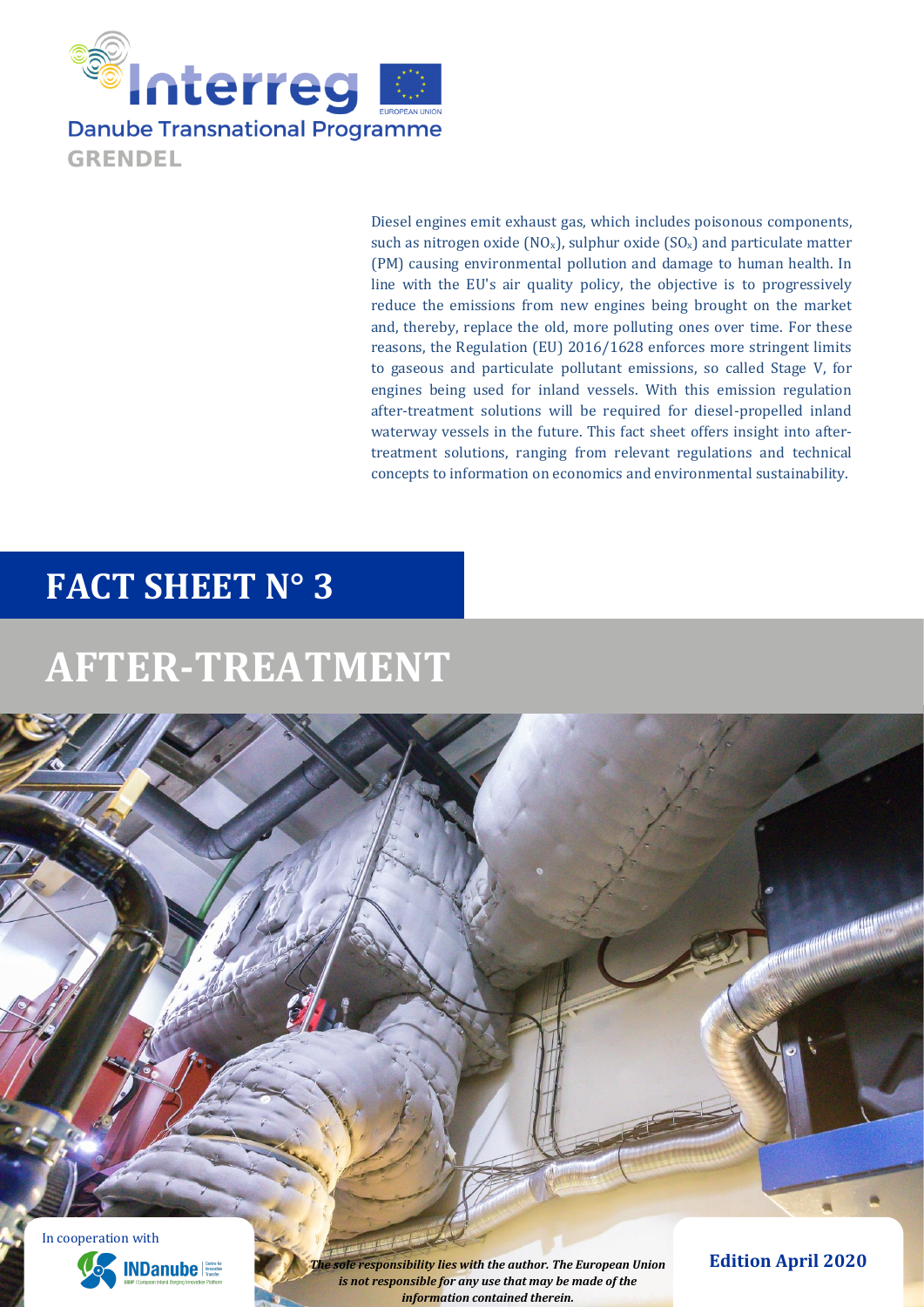Interreg

Danube Transnational Programme

GRENDEL

Diesel engines emit exhaust gas, which includes poisonous components, such as nitrogen oxide ($NO_x$), sulphur oxide ($SO_x$) and particulate matter (PM) causing environmental pollution and damage to human health. In line with the EU's air quality policy, the objective is to progressively reduce the emissions from new engines being brought on the market and, thereby, replace the old, more polluting ones over time. For these reasons, the Regulation (EU) 2016/1628 enforces more stringent limits to gaseous and particulate pollutant emissions, so called Stage V, for engines being used for inland vessels. With this emission regulation after-treatment solutions will be required for diesel-propelled inland waterway vessels in the future. This fact sheet offers insight into after-treatment solutions, ranging from relevant regulations and technical concepts to information on economics and environmental sustainability.

# FACT SHEET N° 3

# AFTER-TREATMENT

In cooperation with INDanube

***The sole responsibility lies with the author. The European Union is not responsible for any use that may be made of the information contained therein.***

**Edition April 2020**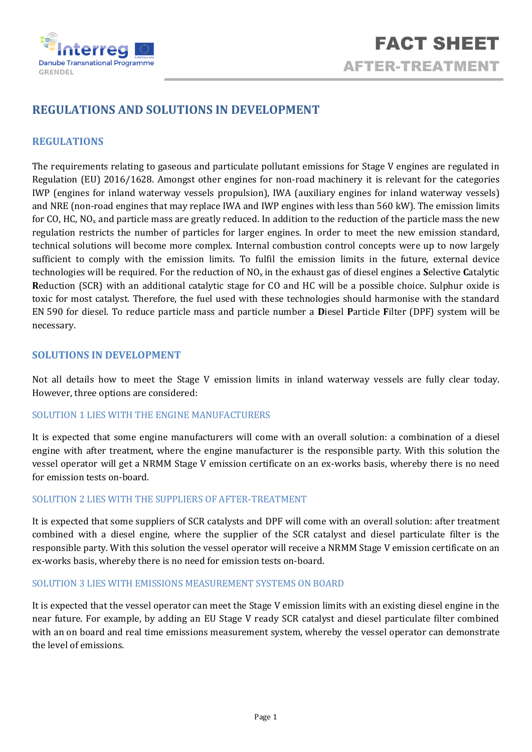## REGULATIONS AND SOLUTIONS IN DEVELOPMENT

### REGULATIONS

The requirements relating to gaseous and particulate pollutant emissions for Stage V engines are regulated in Regulation (EU) 2016/1628. Amongst other engines for non-road machinery it is relevant for the categories IWP (engines for inland waterway vessels propulsion), IWA (auxiliary engines for inland waterway vessels) and NRE (non-road engines that may replace IWA and IWP engines with less than 560 kW). The emission limits for CO, HC, $NO_x$ and particle mass are greatly reduced. In addition to the reduction of the particle mass the new regulation restricts the number of particles for larger engines. In order to meet the new emission standard, technical solutions will become more complex. Internal combustion control concepts were up to now largely sufficient to comply with the emission limits. To fulfil the emission limits in the future, external device technologies will be required. For the reduction of $NO_x$ in the exhaust gas of diesel engines a **S**elective **C**atalytic **R**eduction (SCR) with an additional catalytic stage for CO and HC will be a possible choice. Sulphur oxide is toxic for most catalyst. Therefore, the fuel used with these technologies should harmonise with the standard EN 590 for diesel. To reduce particle mass and particle number a **D**iesel **P**article **F**ilter (DPF) system will be necessary.

### SOLUTIONS IN DEVELOPMENT

Not all details how to meet the Stage V emission limits in inland waterway vessels are fully clear today. However, three options are considered:

#### SOLUTION 1 LIES WITH THE ENGINE MANUFACTURERS

It is expected that some engine manufacturers will come with an overall solution: a combination of a diesel engine with after treatment, where the engine manufacturer is the responsible party. With this solution the vessel operator will get a NRMM Stage V emission certificate on an ex-works basis, whereby there is no need for emission tests on-board.

#### SOLUTION 2 LIES WITH THE SUPPLIERS OF AFTER-TREATMENT

It is expected that some suppliers of SCR catalysts and DPF will come with an overall solution: after treatment combined with a diesel engine, where the supplier of the SCR catalyst and diesel particulate filter is the responsible party. With this solution the vessel operator will receive a NRMM Stage V emission certificate on an ex-works basis, whereby there is no need for emission tests on-board.

#### SOLUTION 3 LIES WITH EMISSIONS MEASUREMENT SYSTEMS ON BOARD

It is expected that the vessel operator can meet the Stage V emission limits with an existing diesel engine in the near future. For example, by adding an EU Stage V ready SCR catalyst and diesel particulate filter combined with an on board and real time emissions measurement system, whereby the vessel operator can demonstrate the level of emissions.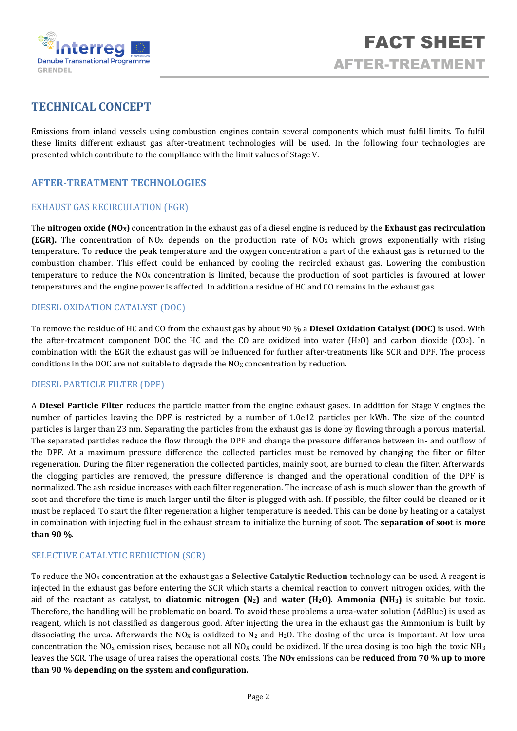# TECHNICAL CONCEPT

Emissions from inland vessels using combustion engines contain several components which must fulfil limits. To fulfil these limits different exhaust gas after-treatment technologies will be used. In the following four technologies are presented which contribute to the compliance with the limit values of Stage V.

## AFTER-TREATMENT TECHNOLOGIES

### EXHAUST GAS RECIRCULATION (EGR)

The **nitrogen oxide ($NO_X$)** concentration in the exhaust gas of a diesel engine is reduced by the **Exhaust gas recirculation (EGR).** The concentration of $NO_X$ depends on the production rate of $NO_X$ which grows exponentially with rising temperature. To **reduce** the peak temperature and the oxygen concentration a part of the exhaust gas is returned to the combustion chamber. This effect could be enhanced by cooling the recircled exhaust gas. Lowering the combustion temperature to reduce the $NO_X$ concentration is limited, because the production of soot particles is favoured at lower temperatures and the engine power is affected. In addition a residue of HC and CO remains in the exhaust gas.

### DIESEL OXIDATION CATALYST (DOC)

To remove the residue of HC and CO from the exhaust gas by about 90 % a **Diesel Oxidation Catalyst (DOC)** is used. With the after-treatment component DOC the HC and the CO are oxidized into water ($H_2O$) and carbon dioxide ($CO_2$). In combination with the EGR the exhaust gas will be influenced for further after-treatments like SCR and DPF. The process conditions in the DOC are not suitable to degrade the $NO_X$ concentration by reduction.

### DIESEL PARTICLE FILTER (DPF)

A **Diesel Particle Filter** reduces the particle matter from the engine exhaust gases. In addition for Stage V engines the number of particles leaving the DPF is restricted by a number of 1.0e12 particles per kWh. The size of the counted particles is larger than 23 nm. Separating the particles from the exhaust gas is done by flowing through a porous material. The separated particles reduce the flow through the DPF and change the pressure difference between in- and outflow of the DPF. At a maximum pressure difference the collected particles must be removed by changing the filter or filter regeneration. During the filter regeneration the collected particles, mainly soot, are burned to clean the filter. Afterwards the clogging particles are removed, the pressure difference is changed and the operational condition of the DPF is normalized. The ash residue increases with each filter regeneration. The increase of ash is much slower than the growth of soot and therefore the time is much larger until the filter is plugged with ash. If possible, the filter could be cleaned or it must be replaced. To start the filter regeneration a higher temperature is needed. This can be done by heating or a catalyst in combination with injecting fuel in the exhaust stream to initialize the burning of soot. The **separation of soot** is **more than 90 %**.

### SELECTIVE CATALYTIC REDUCTION (SCR)

To reduce the $NO_X$ concentration at the exhaust gas a **Selective Catalytic Reduction** technology can be used. A reagent is injected in the exhaust gas before entering the SCR which starts a chemical reaction to convert nitrogen oxides, with the aid of the reactant as catalyst, to **diatomic nitrogen ($N_2$)** and **water ($H_2O$)**. **Ammonia ($NH_3$)** is suitable but toxic. Therefore, the handling will be problematic on board. To avoid these problems a urea-water solution (AdBlue) is used as reagent, which is not classified as dangerous good. After injecting the urea in the exhaust gas the Ammonium is built by dissociating the urea. Afterwards the $NO_X$ is oxidized to $N_2$ and $H_2O$. The dosing of the urea is important. At low urea concentration the $NO_x$ emission rises, because not all $NO_X$ could be oxidized. If the urea dosing is too high the toxic $NH_3$ leaves the SCR. The usage of urea raises the operational costs. The **$NO_X$** emissions can be **reduced from 70 % up to more than 90 % depending on the system and configuration.**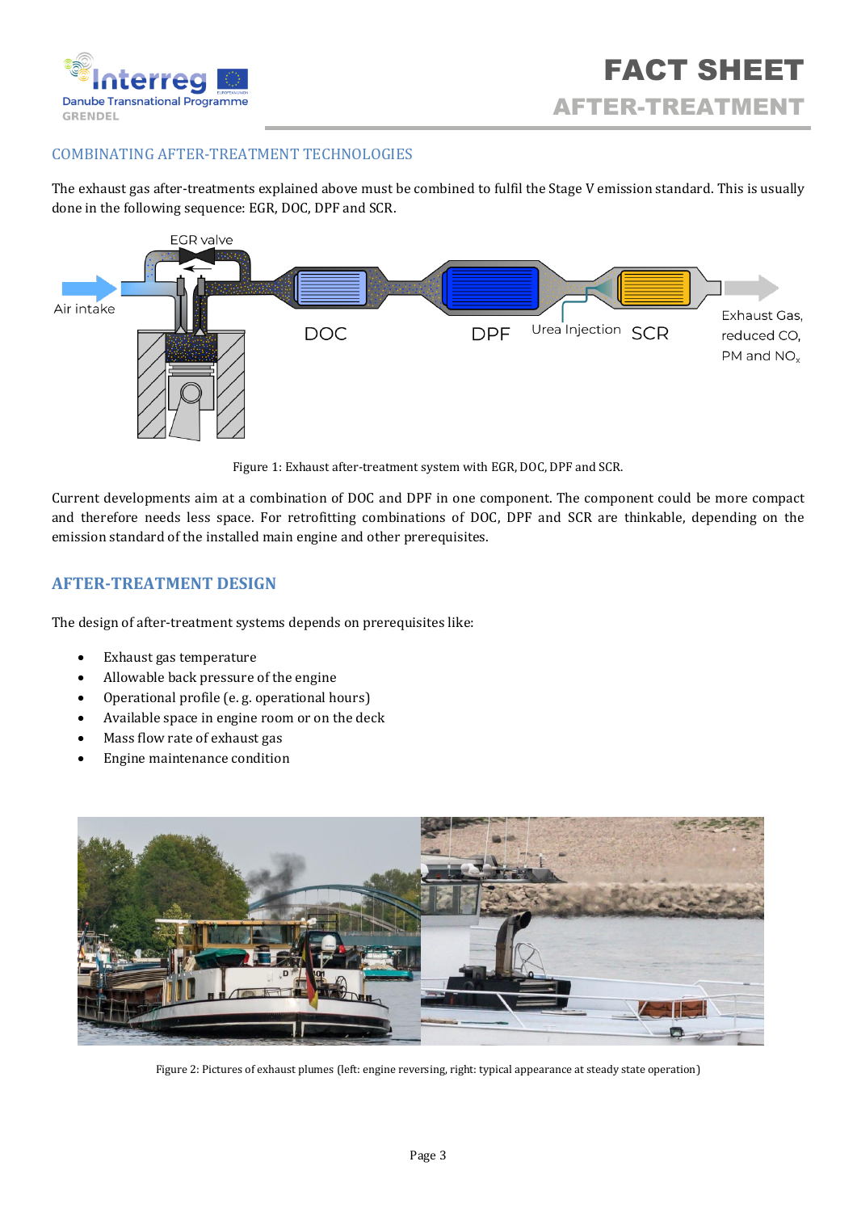## COMBINATING AFTER-TREATMENT TECHNOLOGIES

The exhaust gas after-treatments explained above must be combined to fulfil the Stage V emission standard. This is usually done in the following sequence: EGR, DOC, DPF and SCR.

Figure 1: Exhaust after-treatment system with EGR, DOC, DPF and SCR.

Current developments aim at a combination of DOC and DPF in one component. The component could be more compact and therefore needs less space. For retrofitting combinations of DOC, DPF and SCR are thinkable, depending on the emission standard of the installed main engine and other prerequisites.

## AFTER-TREATMENT DESIGN

The design of after-treatment systems depends on prerequisites like:

- Exhaust gas temperature
- Allowable back pressure of the engine
- Operational profile (e. g. operational hours)
- Available space in engine room or on the deck
- Mass flow rate of exhaust gas
- Engine maintenance condition

Figure 2: Pictures of exhaust plumes (left: engine reversing, right: typical appearance at steady state operation)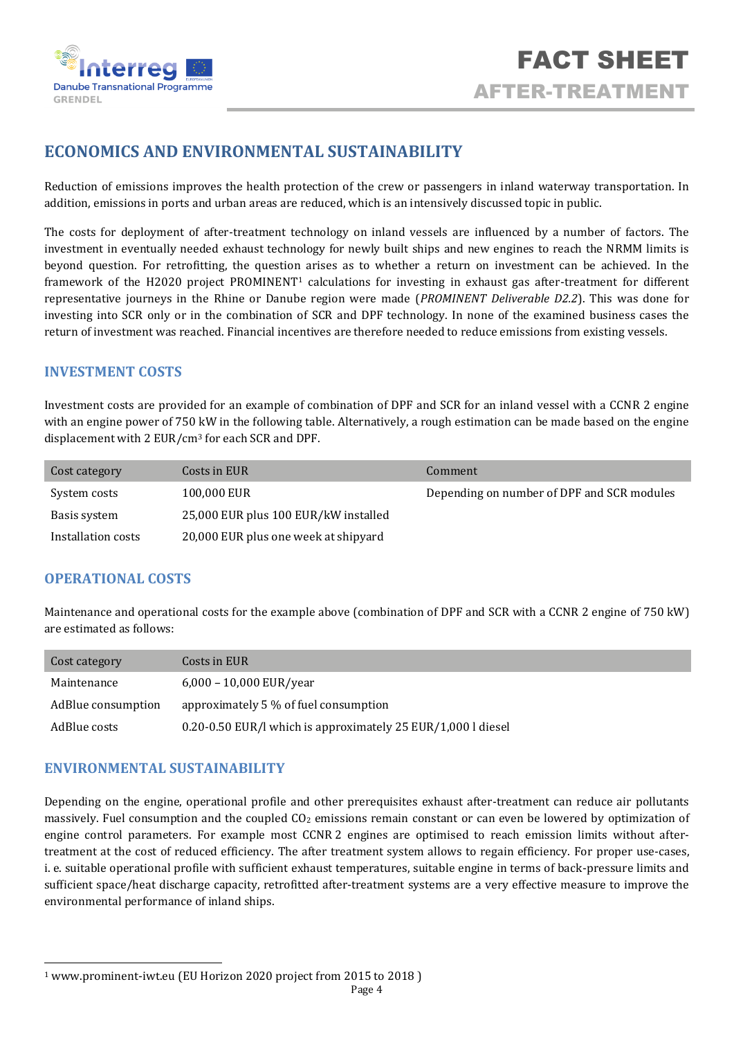## ECONOMICS AND ENVIRONMENTAL SUSTAINABILITY

Reduction of emissions improves the health protection of the crew or passengers in inland waterway transportation. In addition, emissions in ports and urban areas are reduced, which is an intensively discussed topic in public.

The costs for deployment of after-treatment technology on inland vessels are influenced by a number of factors. The investment in eventually needed exhaust technology for newly built ships and new engines to reach the NRMM limits is beyond question. For retrofitting, the question arises as to whether a return on investment can be achieved. In the framework of the H2020 project PROMINENT[1] calculations for investing in exhaust gas after-treatment for different representative journeys in the Rhine or Danube region were made (*PROMINENT Deliverable D2.2*). This was done for investing into SCR only or in the combination of SCR and DPF technology. In none of the examined business cases the return of investment was reached. Financial incentives are therefore needed to reduce emissions from existing vessels.

### INVESTMENT COSTS

Investment costs are provided for an example of combination of DPF and SCR for an inland vessel with a CCNR 2 engine with an engine power of 750 kW in the following table. Alternatively, a rough estimation can be made based on the engine displacement with 2 EUR/$cm^3$ for each SCR and DPF.

| Cost category | Costs in EUR | Comment |
|---|---|---|
| System costs | 100,000 EUR | Depending on number of DPF and SCR modules |
| Basis system | 25,000 EUR plus 100 EUR/kW installed | |
| Installation costs | 20,000 EUR plus one week at shipyard | |

### OPERATIONAL COSTS

Maintenance and operational costs for the example above (combination of DPF and SCR with a CCNR 2 engine of 750 kW) are estimated as follows:

| Cost category | Costs in EUR |
|---|---|
| Maintenance | 6,000 – 10,000 EUR/year |
| AdBlue consumption | approximately 5 % of fuel consumption |
| AdBlue costs | 0.20-0.50 EUR/l which is approximately 25 EUR/1,000 l diesel |

### ENVIRONMENTAL SUSTAINABILITY

Depending on the engine, operational profile and other prerequisites exhaust after-treatment can reduce air pollutants massively. Fuel consumption and the coupled $CO_2$ emissions remain constant or can even be lowered by optimization of engine control parameters. For example most CCNR 2 engines are optimised to reach emission limits without after-treatment at the cost of reduced efficiency. The after treatment system allows to regain efficiency. For proper use-cases, i. e. suitable operational profile with sufficient exhaust temperatures, suitable engine in terms of back-pressure limits and sufficient space/heat discharge capacity, retrofitted after-treatment systems are a very effective measure to improve the environmental performance of inland ships.

---

[1] www.prominent-iwt.eu (EU Horizon 2020 project from 2015 to 2018 )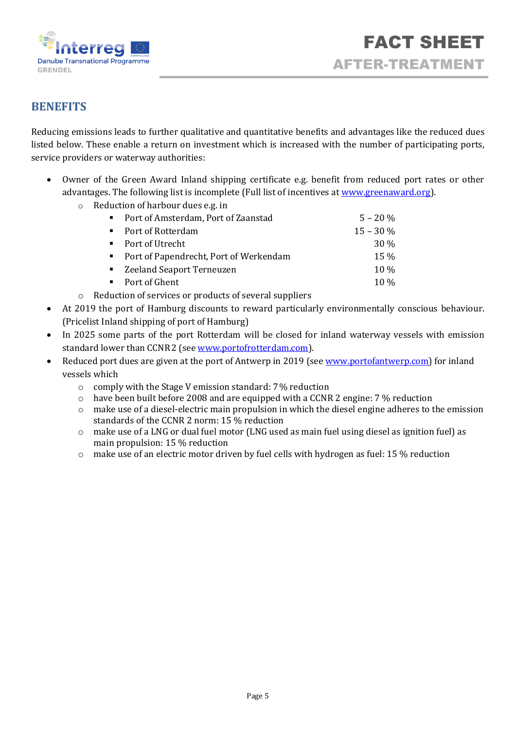## BENEFITS

Reducing emissions leads to further qualitative and quantitative benefits and advantages like the reduced dues listed below. These enable a return on investment which is increased with the number of participating ports, service providers or waterway authorities:

- Owner of the Green Award Inland shipping certificate e.g. benefit from reduced port rates or other advantages. The following list is incomplete (Full list of incentives at www.greenaward.org).
  - Reduction of harbour dues e.g. in
    - Port of Amsterdam, Port of Zaanstad 5 – 20 %
    - Port of Rotterdam 15 – 30 %
    - Port of Utrecht 30 %
    - Port of Papendrecht, Port of Werkendam 15 %
    - Zeeland Seaport Terneuzen 10 %
    - Port of Ghent 10 %
  - Reduction of services or products of several suppliers
- At 2019 the port of Hamburg discounts to reward particularly environmentally conscious behaviour. (Pricelist Inland shipping of port of Hamburg)
- In 2025 some parts of the port Rotterdam will be closed for inland waterway vessels with emission standard lower than CCNR2 (see www.portofrotterdam.com).
- Reduced port dues are given at the port of Antwerp in 2019 (see www.portofantwerp.com) for inland vessels which
  - comply with the Stage V emission standard: 7 % reduction
  - have been built before 2008 and are equipped with a CCNR 2 engine: 7 % reduction
  - make use of a diesel-electric main propulsion in which the diesel engine adheres to the emission standards of the CCNR 2 norm: 15 % reduction
  - make use of a LNG or dual fuel motor (LNG used as main fuel using diesel as ignition fuel) as main propulsion: 15 % reduction
  - make use of an electric motor driven by fuel cells with hydrogen as fuel: 15 % reduction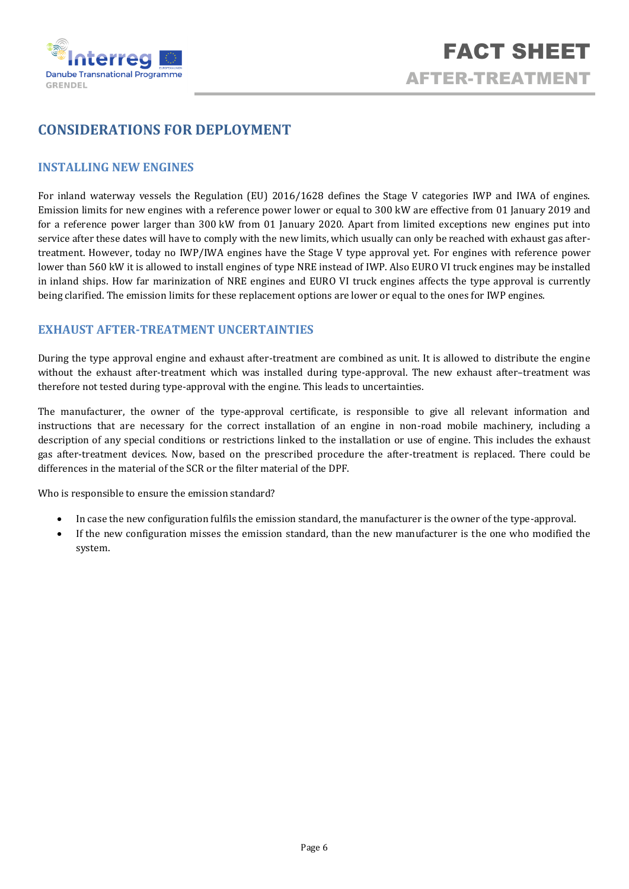## CONSIDERATIONS FOR DEPLOYMENT

### INSTALLING NEW ENGINES

For inland waterway vessels the Regulation (EU) 2016/1628 defines the Stage V categories IWP and IWA of engines. Emission limits for new engines with a reference power lower or equal to 300 kW are effective from 01 January 2019 and for a reference power larger than 300 kW from 01 January 2020. Apart from limited exceptions new engines put into service after these dates will have to comply with the new limits, which usually can only be reached with exhaust gas after-treatment. However, today no IWP/IWA engines have the Stage V type approval yet. For engines with reference power lower than 560 kW it is allowed to install engines of type NRE instead of IWP. Also EURO VI truck engines may be installed in inland ships. How far marinization of NRE engines and EURO VI truck engines affects the type approval is currently being clarified. The emission limits for these replacement options are lower or equal to the ones for IWP engines.

### EXHAUST AFTER-TREATMENT UNCERTAINTIES

During the type approval engine and exhaust after-treatment are combined as unit. It is allowed to distribute the engine without the exhaust after-treatment which was installed during type-approval. The new exhaust after–treatment was therefore not tested during type-approval with the engine. This leads to uncertainties.

The manufacturer, the owner of the type-approval certificate, is responsible to give all relevant information and instructions that are necessary for the correct installation of an engine in non-road mobile machinery, including a description of any special conditions or restrictions linked to the installation or use of engine. This includes the exhaust gas after-treatment devices. Now, based on the prescribed procedure the after-treatment is replaced. There could be differences in the material of the SCR or the filter material of the DPF.

Who is responsible to ensure the emission standard?

- In case the new configuration fulfils the emission standard, the manufacturer is the owner of the type-approval.
- If the new configuration misses the emission standard, than the new manufacturer is the one who modified the system.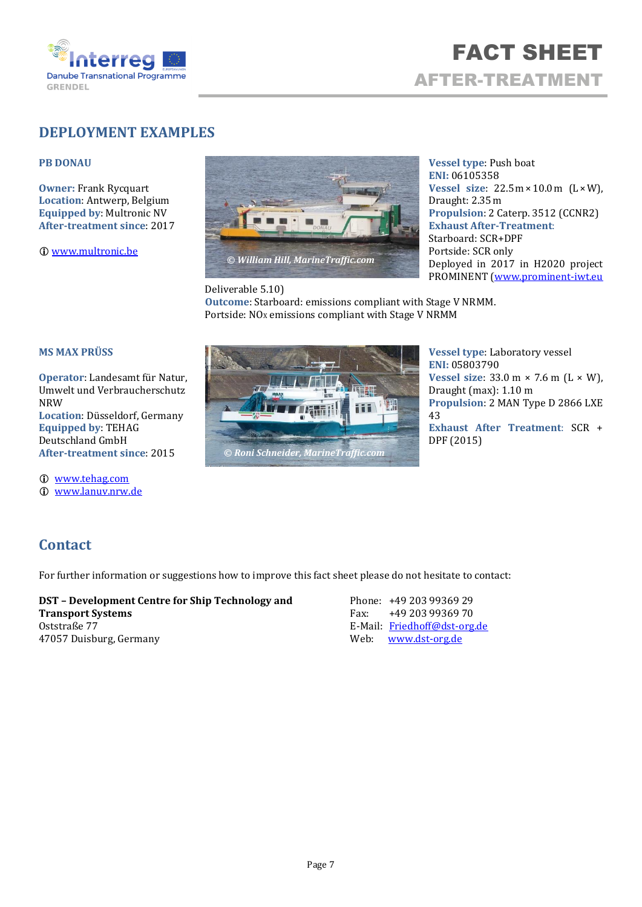## DEPLOYMENT EXAMPLES

### PB DONAU

**Owner:** Frank Rycquart
**Location**: Antwerp, Belgium
**Equipped by**: Multronic NV
**After-treatment since**: 2017

ⓘ www.multronic.be

© William Hill, MarineTraffic.com

**Vessel type**: Push boat
**ENI:** 06105358
**Vessel size**: 22.5 m × 10.0 m (L × W), Draught: 2.35 m
**Propulsion**: 2 Caterp. 3512 (CCNR2)
**Exhaust After-Treatment**:
Starboard: SCR+DPF
Portside: SCR only
Deployed in 2017 in H2020 project PROMINENT (www.prominent-iwt.eu Deliverable 5.10)

**Outcome**: Starboard: emissions compliant with Stage V NRMM.
Portside: $NO_X$ emissions compliant with Stage V NRMM

### MS MAX PRÜSS

**Operator**: Landesamt für Natur, Umwelt und Verbraucherschutz NRW
**Location**: Düsseldorf, Germany
**Equipped by**: TEHAG Deutschland GmbH
**After-treatment since**: 2015

ⓘ www.tehag.com
ⓘ www.lanuv.nrw.de

© Roni Schneider, MarineTraffic.com

**Vessel type**: Laboratory vessel
**ENI:** 05803790
**Vessel size**: 33.0 m × 7.6 m (L × W), Draught (max): 1.10 m
**Propulsion**: 2 MAN Type D 2866 LXE 43
**Exhaust After Treatment**: SCR + DPF (2015)

## Contact

For further information or suggestions how to improve this fact sheet please do not hesitate to contact:

**DST – Development Centre for Ship Technology and Transport Systems**
Oststraße 77
47057 Duisburg, Germany

Phone: +49 203 99369 29
Fax: +49 203 99369 70
E-Mail: Friedhoff@dst-org.de
Web: www.dst-org.de